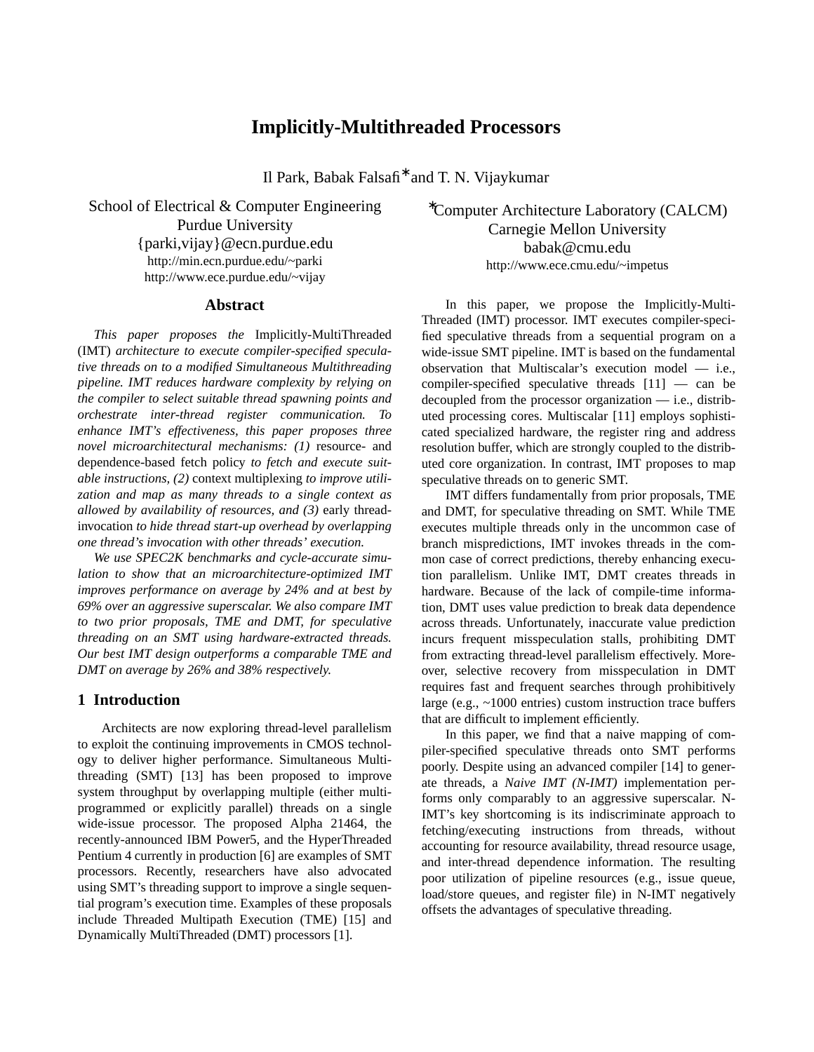# Implicitly-Multithreaded Processors

Il Park, Babak Falsafi* and T. N. Vijaykumar

School of Electrical & Computer Engineering
Purdue University
{parki,vijay}@ecn.purdue.edu
http://min.ecn.purdue.edu/~parki
http://www.ece.purdue.edu/~vijay

*Computer Architecture Laboratory (CALCM)
Carnegie Mellon University
babak@cmu.edu
http://www.ece.cmu.edu/~impetus

## Abstract

*This paper proposes the* Implicitly-MultiThreaded (IMT) *architecture to execute compiler-specified speculative threads on to a modified Simultaneous Multithreading pipeline. IMT reduces hardware complexity by relying on the compiler to select suitable thread spawning points and orchestrate inter-thread register communication. To enhance IMT's effectiveness, this paper proposes three novel microarchitectural mechanisms: (1)* resource- and dependence-based fetch policy *to fetch and execute suitable instructions, (2)* context multiplexing *to improve utilization and map as many threads to a single context as allowed by availability of resources, and (3)* early thread-invocation *to hide thread start-up overhead by overlapping one thread's invocation with other threads' execution.*

*We use SPEC2K benchmarks and cycle-accurate simulation to show that an microarchitecture-optimized IMT improves performance on average by 24% and at best by 69% over an aggressive superscalar. We also compare IMT to two prior proposals, TME and DMT, for speculative threading on an SMT using hardware-extracted threads. Our best IMT design outperforms a comparable TME and DMT on average by 26% and 38% respectively.*

## 1 Introduction

Architects are now exploring thread-level parallelism to exploit the continuing improvements in CMOS technology to deliver higher performance. Simultaneous Multithreading (SMT) [13] has been proposed to improve system throughput by overlapping multiple (either multiprogrammed or explicitly parallel) threads on a single wide-issue processor. The proposed Alpha 21464, the recently-announced IBM Power5, and the HyperThreaded Pentium 4 currently in production [6] are examples of SMT processors. Recently, researchers have also advocated using SMT's threading support to improve a single sequential program's execution time. Examples of these proposals include Threaded Multipath Execution (TME) [15] and Dynamically MultiThreaded (DMT) processors [1].

In this paper, we propose the Implicitly-Multi-Threaded (IMT) processor. IMT executes compiler-specified speculative threads from a sequential program on a wide-issue SMT pipeline. IMT is based on the fundamental observation that Multiscalar's execution model — i.e., compiler-specified speculative threads [11] — can be decoupled from the processor organization — i.e., distributed processing cores. Multiscalar [11] employs sophisticated specialized hardware, the register ring and address resolution buffer, which are strongly coupled to the distributed core organization. In contrast, IMT proposes to map speculative threads on to generic SMT.

IMT differs fundamentally from prior proposals, TME and DMT, for speculative threading on SMT. While TME executes multiple threads only in the uncommon case of branch mispredictions, IMT invokes threads in the common case of correct predictions, thereby enhancing execution parallelism. Unlike IMT, DMT creates threads in hardware. Because of the lack of compile-time information, DMT uses value prediction to break data dependence across threads. Unfortunately, inaccurate value prediction incurs frequent misspeculation stalls, prohibiting DMT from extracting thread-level parallelism effectively. Moreover, selective recovery from misspeculation in DMT requires fast and frequent searches through prohibitively large (e.g., ~1000 entries) custom instruction trace buffers that are difficult to implement efficiently.

In this paper, we find that a naive mapping of compiler-specified speculative threads onto SMT performs poorly. Despite using an advanced compiler [14] to generate threads, a *Naive IMT (N-IMT)* implementation performs only comparably to an aggressive superscalar. N-IMT's key shortcoming is its indiscriminate approach to fetching/executing instructions from threads, without accounting for resource availability, thread resource usage, and inter-thread dependence information. The resulting poor utilization of pipeline resources (e.g., issue queue, load/store queues, and register file) in N-IMT negatively offsets the advantages of speculative threading.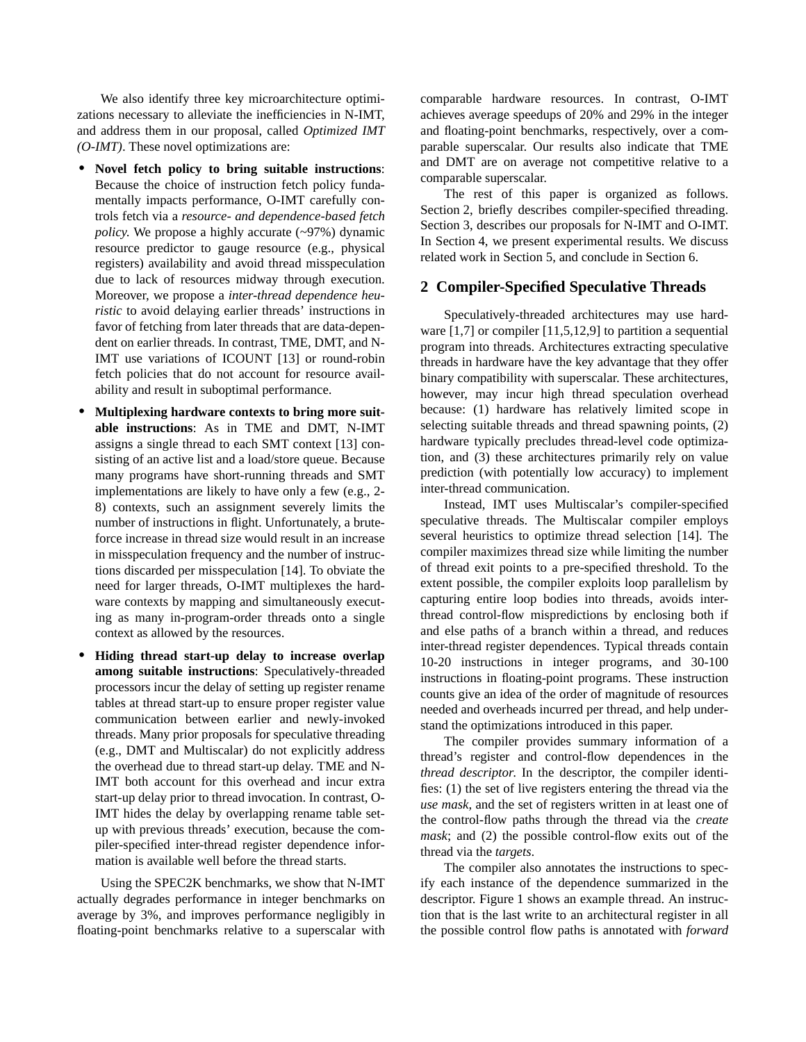We also identify three key microarchitecture optimizations necessary to alleviate the inefficiencies in N-IMT, and address them in our proposal, called *Optimized IMT (O-IMT)*. These novel optimizations are:

- **Novel fetch policy to bring suitable instructions**: Because the choice of instruction fetch policy fundamentally impacts performance, O-IMT carefully controls fetch via a *resource- and dependence-based fetch policy.* We propose a highly accurate (~97%) dynamic resource predictor to gauge resource (e.g., physical registers) availability and avoid thread misspeculation due to lack of resources midway through execution. Moreover, we propose a *inter-thread dependence heuristic* to avoid delaying earlier threads' instructions in favor of fetching from later threads that are data-dependent on earlier threads. In contrast, TME, DMT, and N-IMT use variations of ICOUNT [13] or round-robin fetch policies that do not account for resource availability and result in suboptimal performance.
- **Multiplexing hardware contexts to bring more suitable instructions**: As in TME and DMT, N-IMT assigns a single thread to each SMT context [13] consisting of an active list and a load/store queue. Because many programs have short-running threads and SMT implementations are likely to have only a few (e.g., 2-8) contexts, such an assignment severely limits the number of instructions in flight. Unfortunately, a brute-force increase in thread size would result in an increase in misspeculation frequency and the number of instructions discarded per misspeculation [14]. To obviate the need for larger threads, O-IMT multiplexes the hardware contexts by mapping and simultaneously executing as many in-program-order threads onto a single context as allowed by the resources.
- **Hiding thread start-up delay to increase overlap among suitable instructions**: Speculatively-threaded processors incur the delay of setting up register rename tables at thread start-up to ensure proper register value communication between earlier and newly-invoked threads. Many prior proposals for speculative threading (e.g., DMT and Multiscalar) do not explicitly address the overhead due to thread start-up delay. TME and N-IMT both account for this overhead and incur extra start-up delay prior to thread invocation. In contrast, O-IMT hides the delay by overlapping rename table set-up with previous threads' execution, because the compiler-specified inter-thread register dependence information is available well before the thread starts.

Using the SPEC2K benchmarks, we show that N-IMT actually degrades performance in integer benchmarks on average by 3%, and improves performance negligibly in floating-point benchmarks relative to a superscalar with comparable hardware resources. In contrast, O-IMT achieves average speedups of 20% and 29% in the integer and floating-point benchmarks, respectively, over a comparable superscalar. Our results also indicate that TME and DMT are on average not competitive relative to a comparable superscalar.

The rest of this paper is organized as follows. Section 2, briefly describes compiler-specified threading. Section 3, describes our proposals for N-IMT and O-IMT. In Section 4, we present experimental results. We discuss related work in Section 5, and conclude in Section 6.

## 2 Compiler-Specified Speculative Threads

Speculatively-threaded architectures may use hardware [1,7] or compiler [11,5,12,9] to partition a sequential program into threads. Architectures extracting speculative threads in hardware have the key advantage that they offer binary compatibility with superscalar. These architectures, however, may incur high thread speculation overhead because: (1) hardware has relatively limited scope in selecting suitable threads and thread spawning points, (2) hardware typically precludes thread-level code optimization, and (3) these architectures primarily rely on value prediction (with potentially low accuracy) to implement inter-thread communication.

Instead, IMT uses Multiscalar's compiler-specified speculative threads. The Multiscalar compiler employs several heuristics to optimize thread selection [14]. The compiler maximizes thread size while limiting the number of thread exit points to a pre-specified threshold. To the extent possible, the compiler exploits loop parallelism by capturing entire loop bodies into threads, avoids inter-thread control-flow mispredictions by enclosing both if and else paths of a branch within a thread, and reduces inter-thread register dependences. Typical threads contain 10-20 instructions in integer programs, and 30-100 instructions in floating-point programs. These instruction counts give an idea of the order of magnitude of resources needed and overheads incurred per thread, and help understand the optimizations introduced in this paper.

The compiler provides summary information of a thread's register and control-flow dependences in the *thread descriptor.* In the descriptor, the compiler identifies: (1) the set of live registers entering the thread via the *use mask*, and the set of registers written in at least one of the control-flow paths through the thread via the *create mask*; and (2) the possible control-flow exits out of the thread via the *targets*.

The compiler also annotates the instructions to specify each instance of the dependence summarized in the descriptor. Figure 1 shows an example thread. An instruction that is the last write to an architectural register in all the possible control flow paths is annotated with *forward*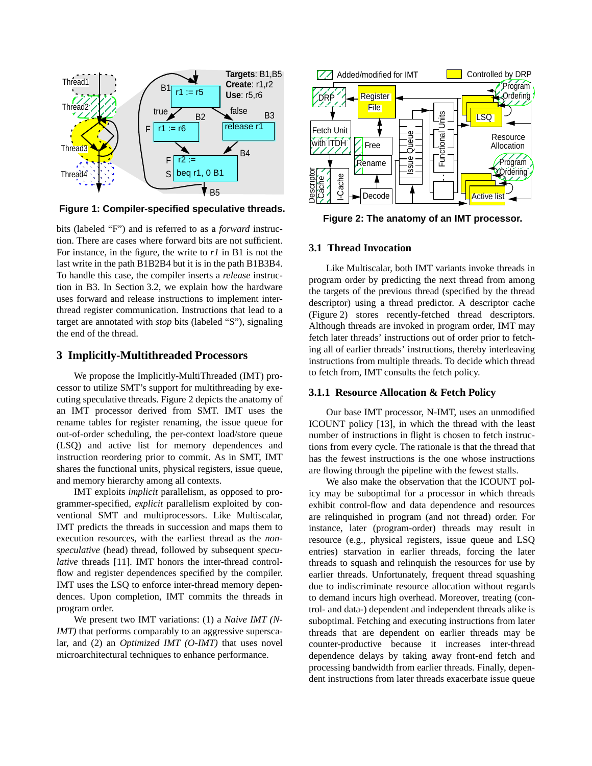Figure 1: Compiler-specified speculative threads.

bits (labeled "F") and is referred to as a *forward* instruction. There are cases where forward bits are not sufficient. For instance, in the figure, the write to *r1* in B1 is not the last write in the path B1B2B4 but it is in the path B1B3B4. To handle this case, the compiler inserts a *release* instruction in B3. In Section 3.2, we explain how the hardware uses forward and release instructions to implement inter-thread register communication. Instructions that lead to a target are annotated with *stop* bits (labeled "S"), signaling the end of the thread.

## 3 Implicitly-Multithreaded Processors

We propose the Implicitly-MultiThreaded (IMT) processor to utilize SMT's support for multithreading by executing speculative threads. Figure 2 depicts the anatomy of an IMT processor derived from SMT. IMT uses the rename tables for register renaming, the issue queue for out-of-order scheduling, the per-context load/store queue (LSQ) and active list for memory dependences and instruction reordering prior to commit. As in SMT, IMT shares the functional units, physical registers, issue queue, and memory hierarchy among all contexts.

IMT exploits *implicit* parallelism, as opposed to programmer-specified, *explicit* parallelism exploited by conventional SMT and multiprocessors. Like Multiscalar, IMT predicts the threads in succession and maps them to execution resources, with the earliest thread as the *non-speculative* (head) thread, followed by subsequent *speculative* threads [11]. IMT honors the inter-thread control-flow and register dependences specified by the compiler. IMT uses the LSQ to enforce inter-thread memory dependences. Upon completion, IMT commits the threads in program order.

We present two IMT variations: (1) a *Naive IMT (N-IMT)* that performs comparably to an aggressive superscalar, and (2) an *Optimized IMT (O-IMT)* that uses novel microarchitectural techniques to enhance performance.

Figure 2: The anatomy of an IMT processor.

### 3.1 Thread Invocation

Like Multiscalar, both IMT variants invoke threads in program order by predicting the next thread from among the targets of the previous thread (specified by the thread descriptor) using a thread predictor. A descriptor cache (Figure 2) stores recently-fetched thread descriptors. Although threads are invoked in program order, IMT may fetch later threads' instructions out of order prior to fetching all of earlier threads' instructions, thereby interleaving instructions from multiple threads. To decide which thread to fetch from, IMT consults the fetch policy.

#### 3.1.1 Resource Allocation & Fetch Policy

Our base IMT processor, N-IMT, uses an unmodified ICOUNT policy [13], in which the thread with the least number of instructions in flight is chosen to fetch instructions from every cycle. The rationale is that the thread that has the fewest instructions is the one whose instructions are flowing through the pipeline with the fewest stalls.

We also make the observation that the ICOUNT policy may be suboptimal for a processor in which threads exhibit control-flow and data dependence and resources are relinquished in program (and not thread) order. For instance, later (program-order) threads may result in resource (e.g., physical registers, issue queue and LSQ entries) starvation in earlier threads, forcing the later threads to squash and relinquish the resources for use by earlier threads. Unfortunately, frequent thread squashing due to indiscriminate resource allocation without regards to demand incurs high overhead. Moreover, treating (control- and data-) dependent and independent threads alike is suboptimal. Fetching and executing instructions from later threads that are dependent on earlier threads may be counter-productive because it increases inter-thread dependence delays by taking away front-end fetch and processing bandwidth from earlier threads. Finally, dependent instructions from later threads exacerbate issue queue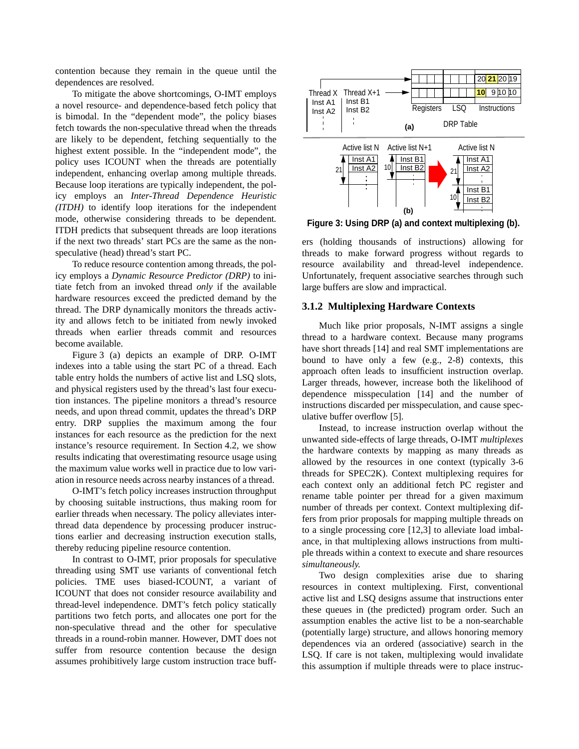contention because they remain in the queue until the dependences are resolved.

To mitigate the above shortcomings, O-IMT employs a novel resource- and dependence-based fetch policy that is bimodal. In the "dependent mode", the policy biases fetch towards the non-speculative thread when the threads are likely to be dependent, fetching sequentially to the highest extent possible. In the "independent mode", the policy uses ICOUNT when the threads are potentially independent, enhancing overlap among multiple threads. Because loop iterations are typically independent, the policy employs an *Inter-Thread Dependence Heuristic (ITDH)* to identify loop iterations for the independent mode, otherwise considering threads to be dependent. ITDH predicts that subsequent threads are loop iterations if the next two threads' start PCs are the same as the non-speculative (head) thread's start PC.

To reduce resource contention among threads, the policy employs a *Dynamic Resource Predictor (DRP)* to initiate fetch from an invoked thread *only* if the available hardware resources exceed the predicted demand by the thread. The DRP dynamically monitors the threads activity and allows fetch to be initiated from newly invoked threads when earlier threads commit and resources become available.

Figure 3 (a) depicts an example of DRP. O-IMT indexes into a table using the start PC of a thread. Each table entry holds the numbers of active list and LSQ slots, and physical registers used by the thread's last four execution instances. The pipeline monitors a thread's resource needs, and upon thread commit, updates the thread's DRP entry. DRP supplies the maximum among the four instances for each resource as the prediction for the next instance's resource requirement. In Section 4.2, we show results indicating that overestimating resource usage using the maximum value works well in practice due to low variation in resource needs across nearby instances of a thread.

O-IMT's fetch policy increases instruction throughput by choosing suitable instructions, thus making room for earlier threads when necessary. The policy alleviates inter-thread data dependence by processing producer instructions earlier and decreasing instruction execution stalls, thereby reducing pipeline resource contention.

In contrast to O-IMT, prior proposals for speculative threading using SMT use variants of conventional fetch policies. TME uses biased-ICOUNT, a variant of ICOUNT that does not consider resource availability and thread-level independence. DMT's fetch policy statically partitions two fetch ports, and allocates one port for the non-speculative thread and the other for speculative threads in a round-robin manner. However, DMT does not suffer from resource contention because the design assumes prohibitively large custom instruction trace buffers (holding thousands of instructions) allowing for threads to make forward progress without regards to resource availability and thread-level independence. Unfortunately, frequent associative searches through such large buffers are slow and impractical.

Thread X
Inst A1
Inst A2
Thread X+1
Inst B1
Inst B2
20 21 20 19
10 9 10 10
Registers LSQ Instructions
(a)
DRP Table
Active list N
Inst A1
Inst A2
21
Active list N+1
Inst B1
Inst B2
10
Active list N
Inst A1
Inst A2
21
Inst B1
Inst B2
10
(b)

**Figure 3: Using DRP (a) and context multiplexing (b).**

### 3.1.2 Multiplexing Hardware Contexts

Much like prior proposals, N-IMT assigns a single thread to a hardware context. Because many programs have short threads [14] and real SMT implementations are bound to have only a few (e.g., 2-8) contexts, this approach often leads to insufficient instruction overlap. Larger threads, however, increase both the likelihood of dependence misspeculation [14] and the number of instructions discarded per misspeculation, and cause speculative buffer overflow [5].

Instead, to increase instruction overlap without the unwanted side-effects of large threads, O-IMT *multiplexes* the hardware contexts by mapping as many threads as allowed by the resources in one context (typically 3-6 threads for SPEC2K). Context multiplexing requires for each context only an additional fetch PC register and rename table pointer per thread for a given maximum number of threads per context. Context multiplexing differs from prior proposals for mapping multiple threads on to a single processing core [12,3] to alleviate load imbalance, in that multiplexing allows instructions from multiple threads within a context to execute and share resources *simultaneously.*

Two design complexities arise due to sharing resources in context multiplexing. First, conventional active list and LSQ designs assume that instructions enter these queues in (the predicted) program order. Such an assumption enables the active list to be a non-searchable (potentially large) structure, and allows honoring memory dependences via an ordered (associative) search in the LSQ. If care is not taken, multiplexing would invalidate this assumption if multiple threads were to place instruc-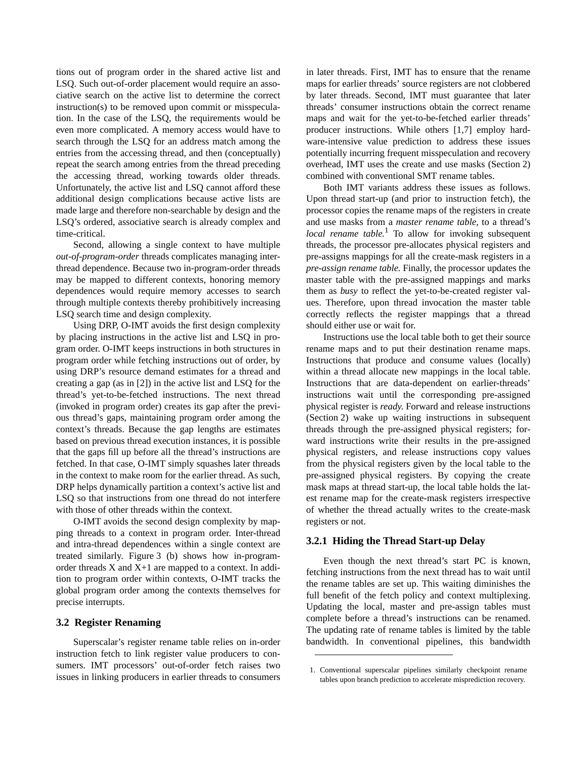tions out of program order in the shared active list and LSQ. Such out-of-order placement would require an associative search on the active list to determine the correct instruction(s) to be removed upon commit or misspeculation. In the case of the LSQ, the requirements would be even more complicated. A memory access would have to search through the LSQ for an address match among the entries from the accessing thread, and then (conceptually) repeat the search among entries from the thread preceding the accessing thread, working towards older threads. Unfortunately, the active list and LSQ cannot afford these additional design complications because active lists are made large and therefore non-searchable by design and the LSQ's ordered, associative search is already complex and time-critical.

Second, allowing a single context to have multiple *out-of-program-order* threads complicates managing inter-thread dependence. Because two in-program-order threads may be mapped to different contexts, honoring memory dependences would require memory accesses to search through multiple contexts thereby prohibitively increasing LSQ search time and design complexity.

Using DRP, O-IMT avoids the first design complexity by placing instructions in the active list and LSQ in program order. O-IMT keeps instructions in both structures in program order while fetching instructions out of order, by using DRP's resource demand estimates for a thread and creating a gap (as in [2]) in the active list and LSQ for the thread's yet-to-be-fetched instructions. The next thread (invoked in program order) creates its gap after the previous thread's gaps, maintaining program order among the context's threads. Because the gap lengths are estimates based on previous thread execution instances, it is possible that the gaps fill up before all the thread's instructions are fetched. In that case, O-IMT simply squashes later threads in the context to make room for the earlier thread. As such, DRP helps dynamically partition a context's active list and LSQ so that instructions from one thread do not interfere with those of other threads within the context.

O-IMT avoids the second design complexity by mapping threads to a context in program order. Inter-thread and intra-thread dependences within a single context are treated similarly. Figure 3 (b) shows how in-program-order threads X and X+1 are mapped to a context. In addition to program order within contexts, O-IMT tracks the global program order among the contexts themselves for precise interrupts.

### 3.2 Register Renaming

Superscalar's register rename table relies on in-order instruction fetch to link register value producers to consumers. IMT processors' out-of-order fetch raises two issues in linking producers in earlier threads to consumers in later threads. First, IMT has to ensure that the rename maps for earlier threads' source registers are not clobbered by later threads. Second, IMT must guarantee that later threads' consumer instructions obtain the correct rename maps and wait for the yet-to-be-fetched earlier threads' producer instructions. While others [1,7] employ hardware-intensive value prediction to address these issues potentially incurring frequent misspeculation and recovery overhead, IMT uses the create and use masks (Section 2) combined with conventional SMT rename tables.

Both IMT variants address these issues as follows. Upon thread start-up (and prior to instruction fetch), the processor copies the rename maps of the registers in create and use masks from a *master rename table*, to a thread's *local rename table.*[1] To allow for invoking subsequent threads, the processor pre-allocates physical registers and pre-assigns mappings for all the create-mask registers in a *pre-assign rename table.* Finally, the processor updates the master table with the pre-assigned mappings and marks them as *busy* to reflect the yet-to-be-created register values. Therefore, upon thread invocation the master table correctly reflects the register mappings that a thread should either use or wait for.

Instructions use the local table both to get their source rename maps and to put their destination rename maps. Instructions that produce and consume values (locally) within a thread allocate new mappings in the local table. Instructions that are data-dependent on earlier-threads' instructions wait until the corresponding pre-assigned physical register is *ready.* Forward and release instructions (Section 2) wake up waiting instructions in subsequent threads through the pre-assigned physical registers; forward instructions write their results in the pre-assigned physical registers, and release instructions copy values from the physical registers given by the local table to the pre-assigned physical registers. By copying the create mask maps at thread start-up, the local table holds the latest rename map for the create-mask registers irrespective of whether the thread actually writes to the create-mask registers or not.

#### 3.2.1 Hiding the Thread Start-up Delay

Even though the next thread's start PC is known, fetching instructions from the next thread has to wait until the rename tables are set up. This waiting diminishes the full benefit of the fetch policy and context multiplexing. Updating the local, master and pre-assign tables must complete before a thread's instructions can be renamed. The updating rate of rename tables is limited by the table bandwidth. In conventional pipelines, this bandwidth

1. Conventional superscalar pipelines similarly checkpoint rename tables upon branch prediction to accelerate misprediction recovery.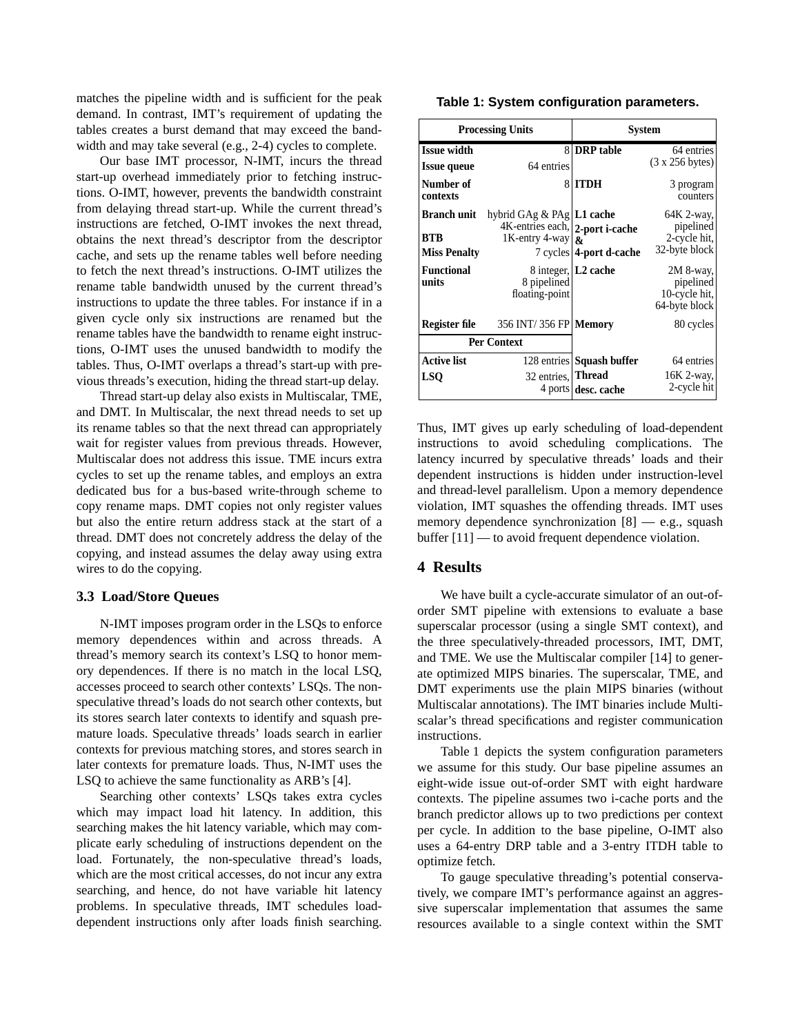matches the pipeline width and is sufficient for the peak demand. In contrast, IMT's requirement of updating the tables creates a burst demand that may exceed the bandwidth and may take several (e.g., 2-4) cycles to complete.

Our base IMT processor, N-IMT, incurs the thread start-up overhead immediately prior to fetching instructions. O-IMT, however, prevents the bandwidth constraint from delaying thread start-up. While the current thread's instructions are fetched, O-IMT invokes the next thread, obtains the next thread's descriptor from the descriptor cache, and sets up the rename tables well before needing to fetch the next thread's instructions. O-IMT utilizes the rename table bandwidth unused by the current thread's instructions to update the three tables. For instance if in a given cycle only six instructions are renamed but the rename tables have the bandwidth to rename eight instructions, O-IMT uses the unused bandwidth to modify the tables. Thus, O-IMT overlaps a thread's start-up with previous threads's execution, hiding the thread start-up delay.

Thread start-up delay also exists in Multiscalar, TME, and DMT. In Multiscalar, the next thread needs to set up its rename tables so that the next thread can appropriately wait for register values from previous threads. However, Multiscalar does not address this issue. TME incurs extra cycles to set up the rename tables, and employs an extra dedicated bus for a bus-based write-through scheme to copy rename maps. DMT copies not only register values but also the entire return address stack at the start of a thread. DMT does not concretely address the delay of the copying, and instead assumes the delay away using extra wires to do the copying.

### 3.3 Load/Store Queues

N-IMT imposes program order in the LSQs to enforce memory dependences within and across threads. A thread's memory search its context's LSQ to honor memory dependences. If there is no match in the local LSQ, accesses proceed to search other contexts' LSQs. The non-speculative thread's loads do not search other contexts, but its stores search later contexts to identify and squash premature loads. Speculative threads' loads search in earlier contexts for previous matching stores, and stores search in later contexts for premature loads. Thus, N-IMT uses the LSQ to achieve the same functionality as ARB's [4].

Searching other contexts' LSQs takes extra cycles which may impact load hit latency. In addition, this searching makes the hit latency variable, which may complicate early scheduling of instructions dependent on the load. Fortunately, the non-speculative thread's loads, which are the most critical accesses, do not incur any extra searching, and hence, do not have variable hit latency problems. In speculative threads, IMT schedules load-dependent instructions only after loads finish searching. Thus, IMT gives up early scheduling of load-dependent instructions to avoid scheduling complications. The latency incurred by speculative threads' loads and their dependent instructions is hidden under instruction-level and thread-level parallelism. Upon a memory dependence violation, IMT squashes the offending threads. IMT uses memory dependence synchronization [8] — e.g., squash buffer [11] — to avoid frequent dependence violation.

**Table 1: System configuration parameters.**

| Processing Units | | System | |
|---|---|---|---|
| **Issue width** | 8 | **DRP table** | 64 entries (3 x 256 bytes) |
| **Issue queue** | 64 entries | | |
| **Number of contexts** | 8 | **ITDH** | 3 program counters |
| **Branch unit** | hybrid GAg & PAg 4K-entries each, | **L1 cache 2-port i-cache & 4-port d-cache** | 64K 2-way, pipelined 2-cycle hit, 32-byte block |
| **BTB** | 1K-entry 4-way | | |
| **Miss Penalty** | 7 cycles | | |
| **Functional units** | 8 integer, 8 pipelined floating-point | **L2 cache** | 2M 8-way, pipelined 10-cycle hit, 64-byte block |
| **Register file** | 356 INT/ 356 FP | **Memory** | 80 cycles |
| **Per Context** | | | |
| **Active list** | 128 entries | **Squash buffer** | 64 entries |
| **LSQ** | 32 entries, 4 ports | **Thread desc. cache** | 16K 2-way, 2-cycle hit |

## 4 Results

We have built a cycle-accurate simulator of an out-of-order SMT pipeline with extensions to evaluate a base superscalar processor (using a single SMT context), and the three speculatively-threaded processors, IMT, DMT, and TME. We use the Multiscalar compiler [14] to generate optimized MIPS binaries. The superscalar, TME, and DMT experiments use the plain MIPS binaries (without Multiscalar annotations). The IMT binaries include Multiscalar's thread specifications and register communication instructions.

Table 1 depicts the system configuration parameters we assume for this study. Our base pipeline assumes an eight-wide issue out-of-order SMT with eight hardware contexts. The pipeline assumes two i-cache ports and the branch predictor allows up to two predictions per context per cycle. In addition to the base pipeline, O-IMT also uses a 64-entry DRP table and a 3-entry ITDH table to optimize fetch.

To gauge speculative threading's potential conservatively, we compare IMT's performance against an aggressive superscalar implementation that assumes the same resources available to a single context within the SMT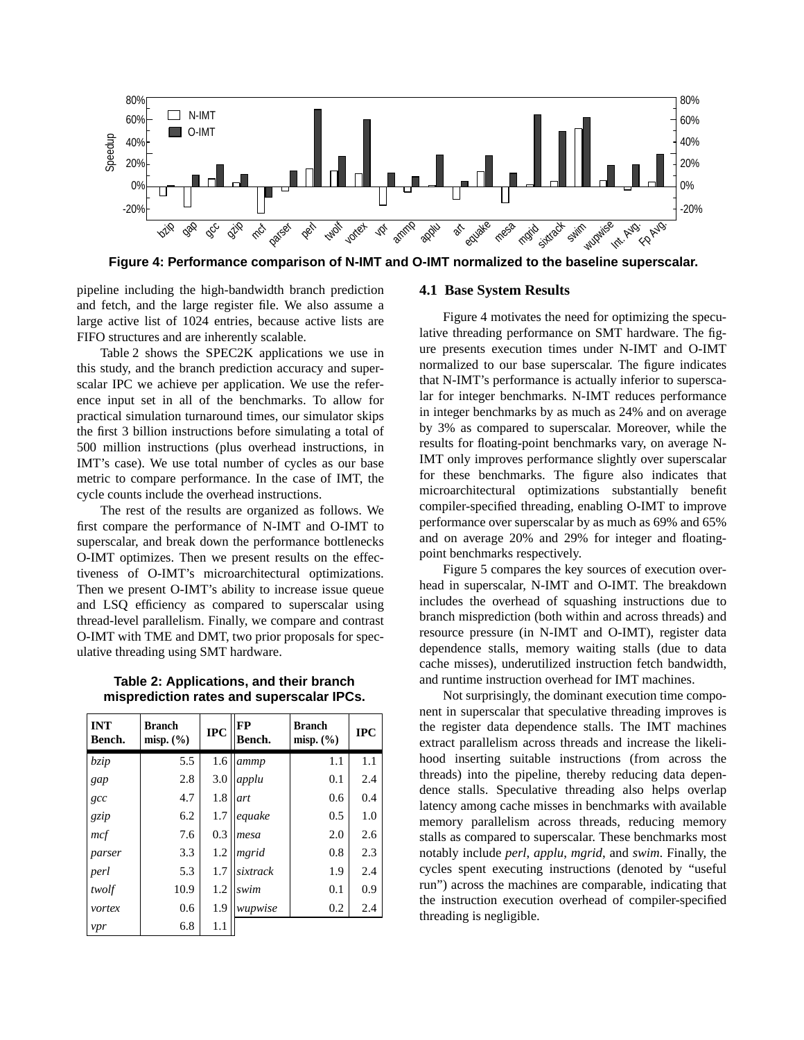Figure 4: Performance comparison of N-IMT and O-IMT normalized to the baseline superscalar.

pipeline including the high-bandwidth branch prediction and fetch, and the large register file. We also assume a large active list of 1024 entries, because active lists are FIFO structures and are inherently scalable.

Table 2 shows the SPEC2K applications we use in this study, and the branch prediction accuracy and superscalar IPC we achieve per application. We use the reference input set in all of the benchmarks. To allow for practical simulation turnaround times, our simulator skips the first 3 billion instructions before simulating a total of 500 million instructions (plus overhead instructions, in IMT's case). We use total number of cycles as our base metric to compare performance. In the case of IMT, the cycle counts include the overhead instructions.

The rest of the results are organized as follows. We first compare the performance of N-IMT and O-IMT to superscalar, and break down the performance bottlenecks O-IMT optimizes. Then we present results on the effectiveness of O-IMT's microarchitectural optimizations. Then we present O-IMT's ability to increase issue queue and LSQ efficiency as compared to superscalar using thread-level parallelism. Finally, we compare and contrast O-IMT with TME and DMT, two prior proposals for speculative threading using SMT hardware.

**Table 2: Applications, and their branch misprediction rates and superscalar IPCs.**

| INT Bench. | Branch misp. (%) | IPC | FP Bench. | Branch misp. (%) | IPC |
|---|---|---|---|---|---|
| *bzip* | 5.5 | 1.6 | *ammp* | 1.1 | 1.1 |
| *gap* | 2.8 | 3.0 | *applu* | 0.1 | 2.4 |
| *gcc* | 4.7 | 1.8 | *art* | 0.6 | 0.4 |
| *gzip* | 6.2 | 1.7 | *equake* | 0.5 | 1.0 |
| *mcf* | 7.6 | 0.3 | *mesa* | 2.0 | 2.6 |
| *parser* | 3.3 | 1.2 | *mgrid* | 0.8 | 2.3 |
| *perl* | 5.3 | 1.7 | *sixtrack* | 1.9 | 2.4 |
| *twolf* | 10.9 | 1.2 | *swim* | 0.1 | 0.9 |
| *vortex* | 0.6 | 1.9 | *wupwise* | 0.2 | 2.4 |
| *vpr* | 6.8 | 1.1 | | | |

### 4.1 Base System Results

Figure 4 motivates the need for optimizing the speculative threading performance on SMT hardware. The figure presents execution times under N-IMT and O-IMT normalized to our base superscalar. The figure indicates that N-IMT's performance is actually inferior to superscalar for integer benchmarks. N-IMT reduces performance in integer benchmarks by as much as 24% and on average by 3% as compared to superscalar. Moreover, while the results for floating-point benchmarks vary, on average N-IMT only improves performance slightly over superscalar for these benchmarks. The figure also indicates that microarchitectural optimizations substantially benefit compiler-specified threading, enabling O-IMT to improve performance over superscalar by as much as 69% and 65% and on average 20% and 29% for integer and floating-point benchmarks respectively.

Figure 5 compares the key sources of execution overhead in superscalar, N-IMT and O-IMT. The breakdown includes the overhead of squashing instructions due to branch misprediction (both within and across threads) and resource pressure (in N-IMT and O-IMT), register data dependence stalls, memory waiting stalls (due to data cache misses), underutilized instruction fetch bandwidth, and runtime instruction overhead for IMT machines.

Not surprisingly, the dominant execution time component in superscalar that speculative threading improves is the register data dependence stalls. The IMT machines extract parallelism across threads and increase the likelihood inserting suitable instructions (from across the threads) into the pipeline, thereby reducing data dependence stalls. Speculative threading also helps overlap latency among cache misses in benchmarks with available memory parallelism across threads, reducing memory stalls as compared to superscalar. These benchmarks most notably include *perl*, *applu*, *mgrid*, and *swim*. Finally, the cycles spent executing instructions (denoted by "useful run") across the machines are comparable, indicating that the instruction execution overhead of compiler-specified threading is negligible.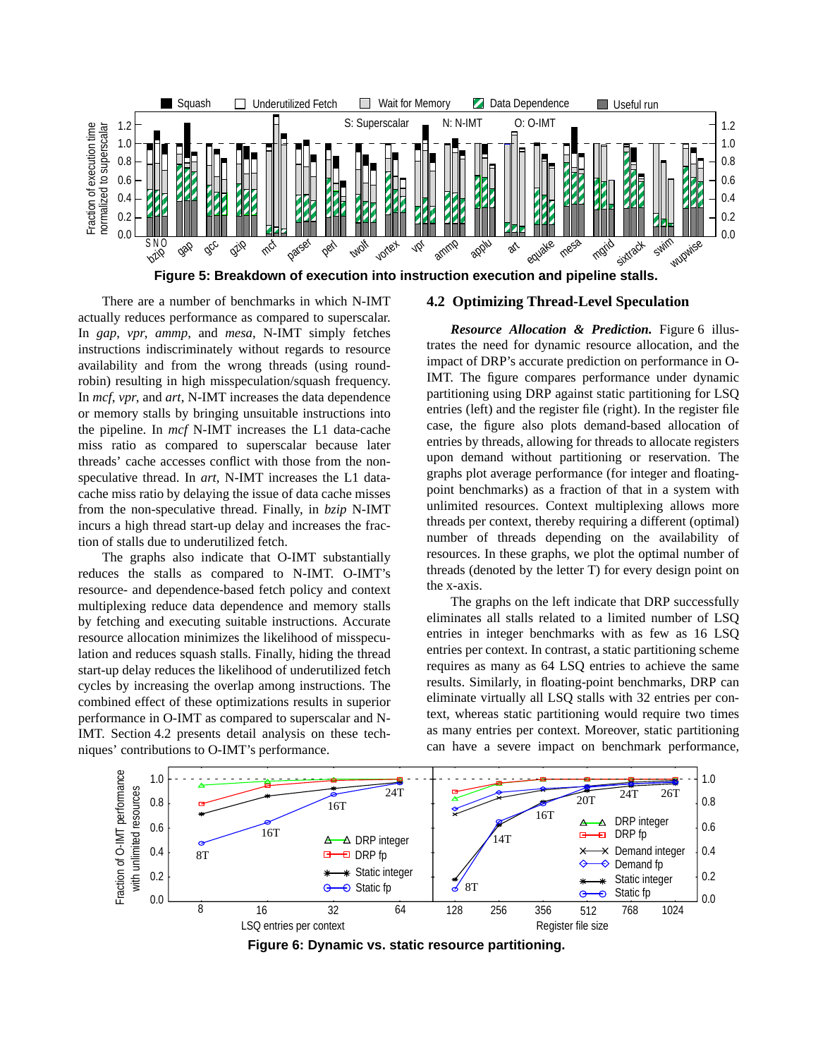**Figure 5: Breakdown of execution into instruction execution and pipeline stalls.**

There are a number of benchmarks in which N-IMT actually reduces performance as compared to superscalar. In *gap*, *vpr*, *ammp*, and *mesa*, N-IMT simply fetches instructions indiscriminately without regards to resource availability and from the wrong threads (using round-robin) resulting in high misspeculation/squash frequency. In *mcf*, *vpr*, and *art*, N-IMT increases the data dependence or memory stalls by bringing unsuitable instructions into the pipeline. In *mcf* N-IMT increases the L1 data-cache miss ratio as compared to superscalar because later threads' cache accesses conflict with those from the non-speculative thread. In *art*, N-IMT increases the L1 data-cache miss ratio by delaying the issue of data cache misses from the non-speculative thread. Finally, in *bzip* N-IMT incurs a high thread start-up delay and increases the fraction of stalls due to underutilized fetch.

The graphs also indicate that O-IMT substantially reduces the stalls as compared to N-IMT. O-IMT's resource- and dependence-based fetch policy and context multiplexing reduce data dependence and memory stalls by fetching and executing suitable instructions. Accurate resource allocation minimizes the likelihood of misspeculation and reduces squash stalls. Finally, hiding the thread start-up delay reduces the likelihood of underutilized fetch cycles by increasing the overlap among instructions. The combined effect of these optimizations results in superior performance in O-IMT as compared to superscalar and N-IMT. Section 4.2 presents detail analysis on these techniques' contributions to O-IMT's performance.

## 4.2 Optimizing Thread-Level Speculation

***Resource Allocation & Prediction.*** Figure 6 illustrates the need for dynamic resource allocation, and the impact of DRP's accurate prediction on performance in O-IMT. The figure compares performance under dynamic partitioning using DRP against static partitioning for LSQ entries (left) and the register file (right). In the register file case, the figure also plots demand-based allocation of entries by threads, allowing for threads to allocate registers upon demand without partitioning or reservation. The graphs plot average performance (for integer and floating-point benchmarks) as a fraction of that in a system with unlimited resources. Context multiplexing allows more threads per context, thereby requiring a different (optimal) number of threads depending on the availability of resources. In these graphs, we plot the optimal number of threads (denoted by the letter T) for every design point on the x-axis.

The graphs on the left indicate that DRP successfully eliminates all stalls related to a limited number of LSQ entries in integer benchmarks with as few as 16 LSQ entries per context. In contrast, a static partitioning scheme requires as many as 64 LSQ entries to achieve the same results. Similarly, in floating-point benchmarks, DRP can eliminate virtually all LSQ stalls with 32 entries per context, whereas static partitioning would require two times as many entries per context. Moreover, static partitioning can have a severe impact on benchmark performance,

**Figure 6: Dynamic vs. static resource partitioning.**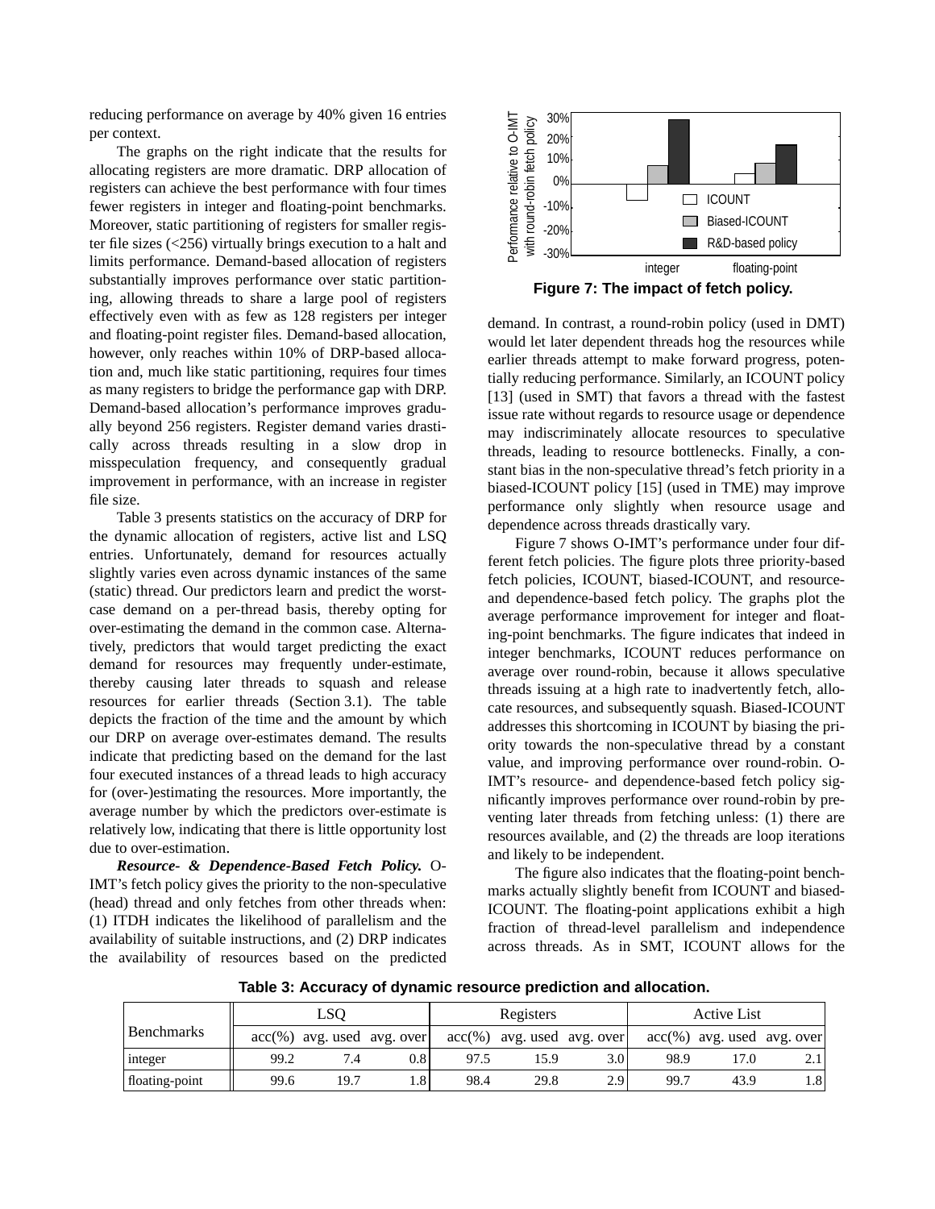reducing performance on average by 40% given 16 entries per context.

The graphs on the right indicate that the results for allocating registers are more dramatic. DRP allocation of registers can achieve the best performance with four times fewer registers in integer and floating-point benchmarks. Moreover, static partitioning of registers for smaller register file sizes (<256) virtually brings execution to a halt and limits performance. Demand-based allocation of registers substantially improves performance over static partitioning, allowing threads to share a large pool of registers effectively even with as few as 128 registers per integer and floating-point register files. Demand-based allocation, however, only reaches within 10% of DRP-based allocation and, much like static partitioning, requires four times as many registers to bridge the performance gap with DRP. Demand-based allocation's performance improves gradually beyond 256 registers. Register demand varies drastically across threads resulting in a slow drop in misspeculation frequency, and consequently gradual improvement in performance, with an increase in register file size.

Table 3 presents statistics on the accuracy of DRP for the dynamic allocation of registers, active list and LSQ entries. Unfortunately, demand for resources actually slightly varies even across dynamic instances of the same (static) thread. Our predictors learn and predict the worst-case demand on a per-thread basis, thereby opting for over-estimating the demand in the common case. Alternatively, predictors that would target predicting the exact demand for resources may frequently under-estimate, thereby causing later threads to squash and release resources for earlier threads (Section 3.1). The table depicts the fraction of the time and the amount by which our DRP on average over-estimates demand. The results indicate that predicting based on the demand for the last four executed instances of a thread leads to high accuracy for (over-)estimating the resources. More importantly, the average number by which the predictors over-estimate is relatively low, indicating that there is little opportunity lost due to over-estimation.

***Resource- & Dependence-Based Fetch Policy.*** O-IMT's fetch policy gives the priority to the non-speculative (head) thread and only fetches from other threads when: (1) ITDH indicates the likelihood of parallelism and the availability of suitable instructions, and (2) DRP indicates the availability of resources based on the predicted demand. In contrast, a round-robin policy (used in DMT) would let later dependent threads hog the resources while earlier threads attempt to make forward progress, potentially reducing performance. Similarly, an ICOUNT policy [13] (used in SMT) that favors a thread with the fastest issue rate without regards to resource usage or dependence may indiscriminately allocate resources to speculative threads, leading to resource bottlenecks. Finally, a constant bias in the non-speculative thread's fetch priority in a biased-ICOUNT policy [15] (used in TME) may improve performance only slightly when resource usage and dependence across threads drastically vary.

**Figure 7: The impact of fetch policy.**

Figure 7 shows O-IMT's performance under four different fetch policies. The figure plots three priority-based fetch policies, ICOUNT, biased-ICOUNT, and resource- and dependence-based fetch policy. The graphs plot the average performance improvement for integer and floating-point benchmarks. The figure indicates that indeed in integer benchmarks, ICOUNT reduces performance on average over round-robin, because it allows speculative threads issuing at a high rate to inadvertently fetch, allocate resources, and subsequently squash. Biased-ICOUNT addresses this shortcoming in ICOUNT by biasing the priority towards the non-speculative thread by a constant value, and improving performance over round-robin. O-IMT's resource- and dependence-based fetch policy significantly improves performance over round-robin by preventing later threads from fetching unless: (1) there are resources available, and (2) the threads are loop iterations and likely to be independent.

The figure also indicates that the floating-point benchmarks actually slightly benefit from ICOUNT and biased-ICOUNT. The floating-point applications exhibit a high fraction of thread-level parallelism and independence across threads. As in SMT, ICOUNT allows for the

**Table 3: Accuracy of dynamic resource prediction and allocation.**

| Benchmarks | LSQ | | | Registers | | | Active List | | |
|---|---|---|---|---|---|---|---|---|---|
| | acc(%) | avg. used | avg. over | acc(%) | avg. used | avg. over | acc(%) | avg. used | avg. over |
| integer | 99.2 | 7.4 | 0.8 | 97.5 | 15.9 | 3.0 | 98.9 | 17.0 | 2.1 |
| floating-point | 99.6 | 19.7 | 1.8 | 98.4 | 29.8 | 2.9 | 99.7 | 43.9 | 1.8 |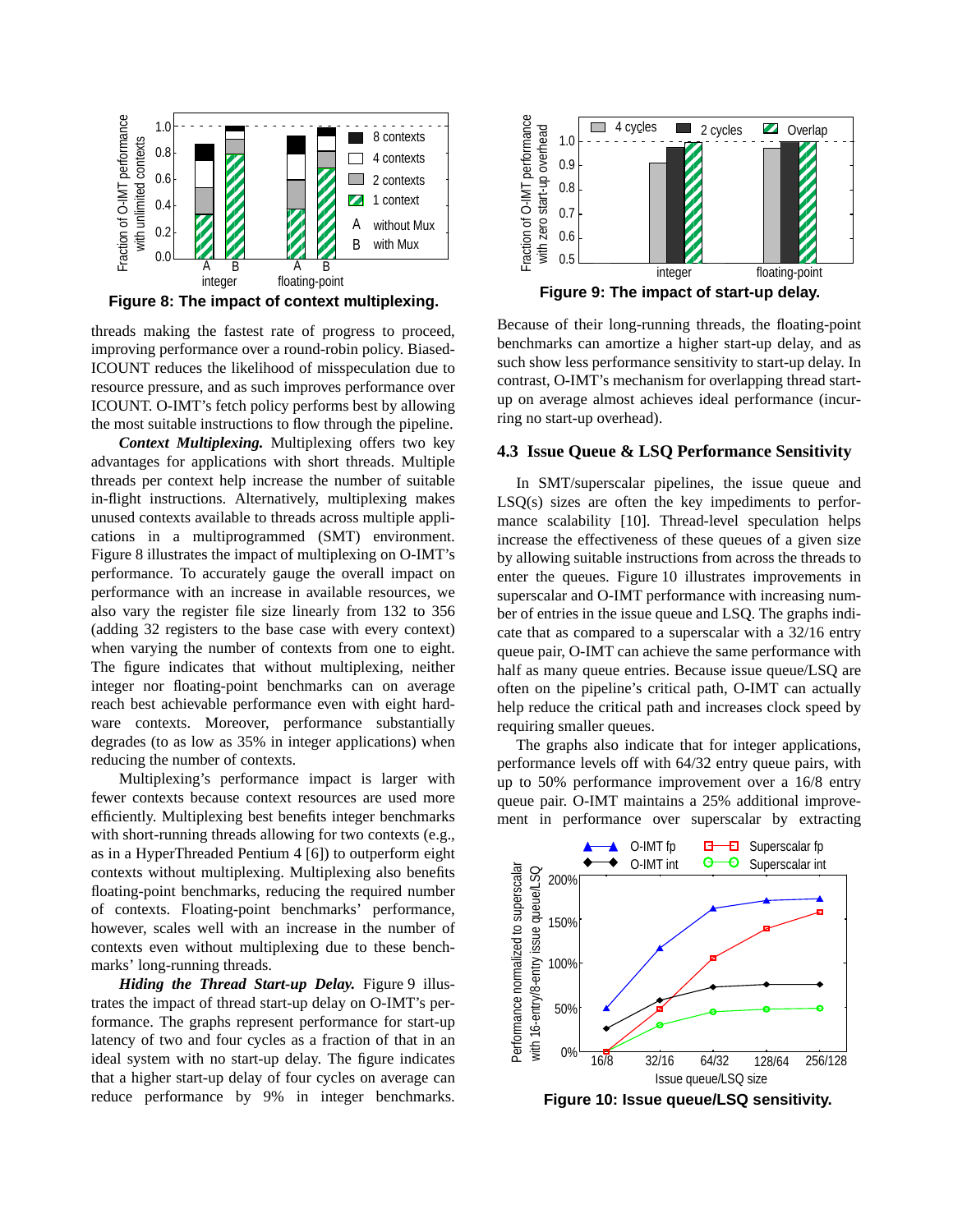Figure 8: The impact of context multiplexing.

threads making the fastest rate of progress to proceed, improving performance over a round-robin policy. Biased-ICOUNT reduces the likelihood of misspeculation due to resource pressure, and as such improves performance over ICOUNT. O-IMT's fetch policy performs best by allowing the most suitable instructions to flow through the pipeline.

***Context Multiplexing.*** Multiplexing offers two key advantages for applications with short threads. Multiple threads per context help increase the number of suitable in-flight instructions. Alternatively, multiplexing makes unused contexts available to threads across multiple applications in a multiprogrammed (SMT) environment. Figure 8 illustrates the impact of multiplexing on O-IMT's performance. To accurately gauge the overall impact on performance with an increase in available resources, we also vary the register file size linearly from 132 to 356 (adding 32 registers to the base case with every context) when varying the number of contexts from one to eight. The figure indicates that without multiplexing, neither integer nor floating-point benchmarks can on average reach best achievable performance even with eight hardware contexts. Moreover, performance substantially degrades (to as low as 35% in integer applications) when reducing the number of contexts.

Multiplexing's performance impact is larger with fewer contexts because context resources are used more efficiently. Multiplexing best benefits integer benchmarks with short-running threads allowing for two contexts (e.g., as in a HyperThreaded Pentium 4 [6]) to outperform eight contexts without multiplexing. Multiplexing also benefits floating-point benchmarks, reducing the required number of contexts. Floating-point benchmarks' performance, however, scales well with an increase in the number of contexts even without multiplexing due to these benchmarks' long-running threads.

***Hiding the Thread Start-up Delay.*** Figure 9 illustrates the impact of thread start-up delay on O-IMT's performance. The graphs represent performance for start-up latency of two and four cycles as a fraction of that in an ideal system with no start-up delay. The figure indicates that a higher start-up delay of four cycles on average can reduce performance by 9% in integer benchmarks.

Figure 9: The impact of start-up delay.

Because of their long-running threads, the floating-point benchmarks can amortize a higher start-up delay, and as such show less performance sensitivity to start-up delay. In contrast, O-IMT's mechanism for overlapping thread start-up on average almost achieves ideal performance (incurring no start-up overhead).

### 4.3 Issue Queue & LSQ Performance Sensitivity

In SMT/superscalar pipelines, the issue queue and LSQ(s) sizes are often the key impediments to performance scalability [10]. Thread-level speculation helps increase the effectiveness of these queues of a given size by allowing suitable instructions from across the threads to enter the queues. Figure 10 illustrates improvements in superscalar and O-IMT performance with increasing number of entries in the issue queue and LSQ. The graphs indicate that as compared to a superscalar with a 32/16 entry queue pair, O-IMT can achieve the same performance with half as many queue entries. Because issue queue/LSQ are often on the pipeline's critical path, O-IMT can actually help reduce the critical path and increases clock speed by requiring smaller queues.

The graphs also indicate that for integer applications, performance levels off with 64/32 entry queue pairs, with up to 50% performance improvement over a 16/8 entry queue pair. O-IMT maintains a 25% additional improvement in performance over superscalar by extracting

Figure 10: Issue queue/LSQ sensitivity.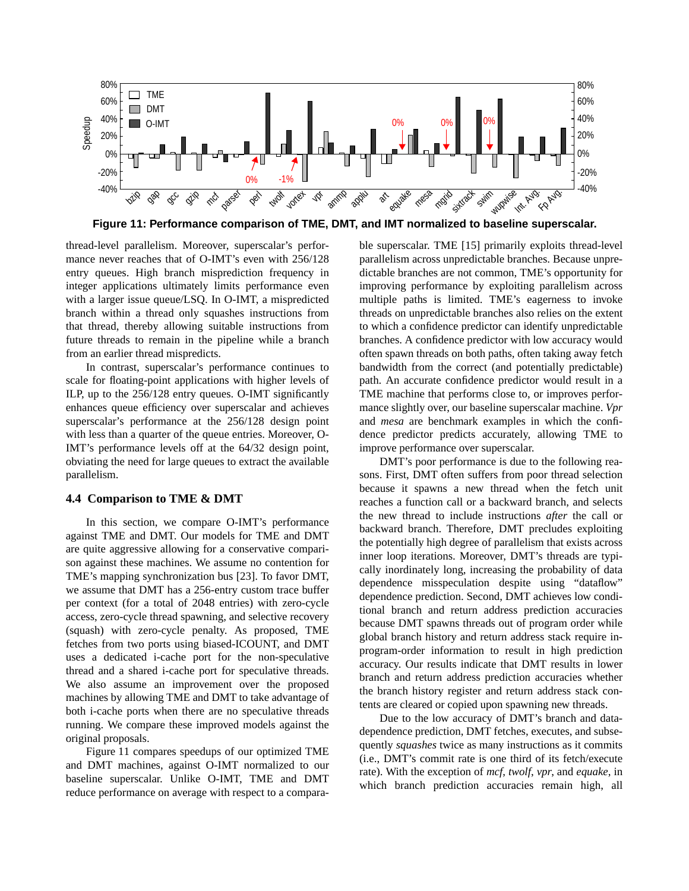80%
60%
40%
20%
0%
-20%
-40%

Speedup

TME
DMT
O-IMT

0%
-1%
0%
0%
0%

bzip gap gcc gzip mcf parser perl twolf vortex vpr ammp applu art equake mesa mgrid sixtrack swim wupwise Int. Avg. Fp Avg.

**Figure 11: Performance comparison of TME, DMT, and IMT normalized to baseline superscalar.**

thread-level parallelism. Moreover, superscalar's performance never reaches that of O-IMT's even with 256/128 entry queues. High branch misprediction frequency in integer applications ultimately limits performance even with a larger issue queue/LSQ. In O-IMT, a mispredicted branch within a thread only squashes instructions from that thread, thereby allowing suitable instructions from future threads to remain in the pipeline while a branch from an earlier thread mispredicts.

In contrast, superscalar's performance continues to scale for floating-point applications with higher levels of ILP, up to the 256/128 entry queues. O-IMT significantly enhances queue efficiency over superscalar and achieves superscalar's performance at the 256/128 design point with less than a quarter of the queue entries. Moreover, O-IMT's performance levels off at the 64/32 design point, obviating the need for large queues to extract the available parallelism.

### 4.4 Comparison to TME & DMT

In this section, we compare O-IMT's performance against TME and DMT. Our models for TME and DMT are quite aggressive allowing for a conservative comparison against these machines. We assume no contention for TME's mapping synchronization bus [23]. To favor DMT, we assume that DMT has a 256-entry custom trace buffer per context (for a total of 2048 entries) with zero-cycle access, zero-cycle thread spawning, and selective recovery (squash) with zero-cycle penalty. As proposed, TME fetches from two ports using biased-ICOUNT, and DMT uses a dedicated i-cache port for the non-speculative thread and a shared i-cache port for speculative threads. We also assume an improvement over the proposed machines by allowing TME and DMT to take advantage of both i-cache ports when there are no speculative threads running. We compare these improved models against the original proposals.

Figure 11 compares speedups of our optimized TME and DMT machines, against O-IMT normalized to our baseline superscalar. Unlike O-IMT, TME and DMT reduce performance on average with respect to a comparable superscalar. TME [15] primarily exploits thread-level parallelism across unpredictable branches. Because unpredictable branches are not common, TME's opportunity for improving performance by exploiting parallelism across multiple paths is limited. TME's eagerness to invoke threads on unpredictable branches also relies on the extent to which a confidence predictor can identify unpredictable branches. A confidence predictor with low accuracy would often spawn threads on both paths, often taking away fetch bandwidth from the correct (and potentially predictable) path. An accurate confidence predictor would result in a TME machine that performs close to, or improves performance slightly over, our baseline superscalar machine. *Vpr* and *mesa* are benchmark examples in which the confidence predictor predicts accurately, allowing TME to improve performance over superscalar.

DMT's poor performance is due to the following reasons. First, DMT often suffers from poor thread selection because it spawns a new thread when the fetch unit reaches a function call or a backward branch, and selects the new thread to include instructions *after* the call or backward branch. Therefore, DMT precludes exploiting the potentially high degree of parallelism that exists across inner loop iterations. Moreover, DMT's threads are typically inordinately long, increasing the probability of data dependence misspeculation despite using "dataflow" dependence prediction. Second, DMT achieves low conditional branch and return address prediction accuracies because DMT spawns threads out of program order while global branch history and return address stack require in-program-order information to result in high prediction accuracy. Our results indicate that DMT results in lower branch and return address prediction accuracies whether the branch history register and return address stack contents are cleared or copied upon spawning new threads.

Due to the low accuracy of DMT's branch and data-dependence prediction, DMT fetches, executes, and subsequently *squashes* twice as many instructions as it commits (i.e., DMT's commit rate is one third of its fetch/execute rate). With the exception of *mcf*, *twolf*, *vpr*, and *equake*, in which branch prediction accuracies remain high, all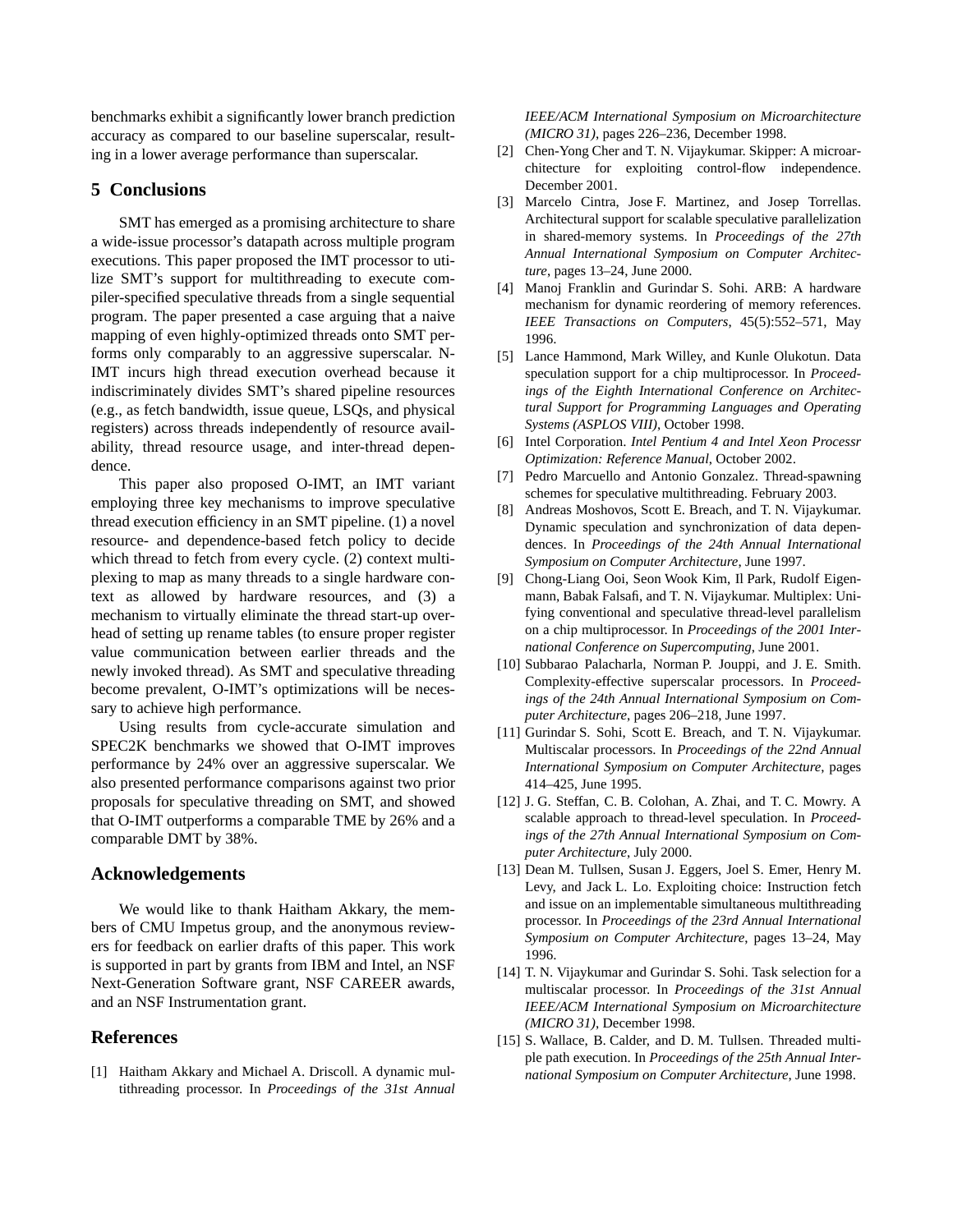benchmarks exhibit a significantly lower branch prediction accuracy as compared to our baseline superscalar, resulting in a lower average performance than superscalar.

## 5 Conclusions

SMT has emerged as a promising architecture to share a wide-issue processor's datapath across multiple program executions. This paper proposed the IMT processor to utilize SMT's support for multithreading to execute compiler-specified speculative threads from a single sequential program. The paper presented a case arguing that a naive mapping of even highly-optimized threads onto SMT performs only comparably to an aggressive superscalar. N-IMT incurs high thread execution overhead because it indiscriminately divides SMT's shared pipeline resources (e.g., as fetch bandwidth, issue queue, LSQs, and physical registers) across threads independently of resource availability, thread resource usage, and inter-thread dependence.

This paper also proposed O-IMT, an IMT variant employing three key mechanisms to improve speculative thread execution efficiency in an SMT pipeline. (1) a novel resource- and dependence-based fetch policy to decide which thread to fetch from every cycle. (2) context multiplexing to map as many threads to a single hardware context as allowed by hardware resources, and (3) a mechanism to virtually eliminate the thread start-up overhead of setting up rename tables (to ensure proper register value communication between earlier threads and the newly invoked thread). As SMT and speculative threading become prevalent, O-IMT's optimizations will be necessary to achieve high performance.

Using results from cycle-accurate simulation and SPEC2K benchmarks we showed that O-IMT improves performance by 24% over an aggressive superscalar. We also presented performance comparisons against two prior proposals for speculative threading on SMT, and showed that O-IMT outperforms a comparable TME by 26% and a comparable DMT by 38%.

## Acknowledgements

We would like to thank Haitham Akkary, the members of CMU Impetus group, and the anonymous reviewers for feedback on earlier drafts of this paper. This work is supported in part by grants from IBM and Intel, an NSF Next-Generation Software grant, NSF CAREER awards, and an NSF Instrumentation grant.

## References

[1] Haitham Akkary and Michael A. Driscoll. A dynamic multithreading processor. In *Proceedings of the 31st Annual IEEE/ACM International Symposium on Microarchitecture (MICRO 31)*, pages 226–236, December 1998.

[2] Chen-Yong Cher and T. N. Vijaykumar. Skipper: A microarchitecture for exploiting control-flow independence. December 2001.

[3] Marcelo Cintra, Jose F. Martinez, and Josep Torrellas. Architectural support for scalable speculative parallelization in shared-memory systems. In *Proceedings of the 27th Annual International Symposium on Computer Architecture*, pages 13–24, June 2000.

[4] Manoj Franklin and Gurindar S. Sohi. ARB: A hardware mechanism for dynamic reordering of memory references. *IEEE Transactions on Computers*, 45(5):552–571, May 1996.

[5] Lance Hammond, Mark Willey, and Kunle Olukotun. Data speculation support for a chip multiprocessor. In *Proceedings of the Eighth International Conference on Architectural Support for Programming Languages and Operating Systems (ASPLOS VIII)*, October 1998.

[6] Intel Corporation. *Intel Pentium 4 and Intel Xeon Processr Optimization: Reference Manual*, October 2002.

[7] Pedro Marcuello and Antonio Gonzalez. Thread-spawning schemes for speculative multithreading. February 2003.

[8] Andreas Moshovos, Scott E. Breach, and T. N. Vijaykumar. Dynamic speculation and synchronization of data dependences. In *Proceedings of the 24th Annual International Symposium on Computer Architecture*, June 1997.

[9] Chong-Liang Ooi, Seon Wook Kim, Il Park, Rudolf Eigenmann, Babak Falsafi, and T. N. Vijaykumar. Multiplex: Unifying conventional and speculative thread-level parallelism on a chip multiprocessor. In *Proceedings of the 2001 International Conference on Supercomputing*, June 2001.

[10] Subbarao Palacharla, Norman P. Jouppi, and J. E. Smith. Complexity-effective superscalar processors. In *Proceedings of the 24th Annual International Symposium on Computer Architecture*, pages 206–218, June 1997.

[11] Gurindar S. Sohi, Scott E. Breach, and T. N. Vijaykumar. Multiscalar processors. In *Proceedings of the 22nd Annual International Symposium on Computer Architecture*, pages 414–425, June 1995.

[12] J. G. Steffan, C. B. Colohan, A. Zhai, and T. C. Mowry. A scalable approach to thread-level speculation. In *Proceedings of the 27th Annual International Symposium on Computer Architecture*, July 2000.

[13] Dean M. Tullsen, Susan J. Eggers, Joel S. Emer, Henry M. Levy, and Jack L. Lo. Exploiting choice: Instruction fetch and issue on an implementable simultaneous multithreading processor. In *Proceedings of the 23rd Annual International Symposium on Computer Architecture*, pages 13–24, May 1996.

[14] T. N. Vijaykumar and Gurindar S. Sohi. Task selection for a multiscalar processor. In *Proceedings of the 31st Annual IEEE/ACM International Symposium on Microarchitecture (MICRO 31)*, December 1998.

[15] S. Wallace, B. Calder, and D. M. Tullsen. Threaded multiple path execution. In *Proceedings of the 25th Annual International Symposium on Computer Architecture*, June 1998.